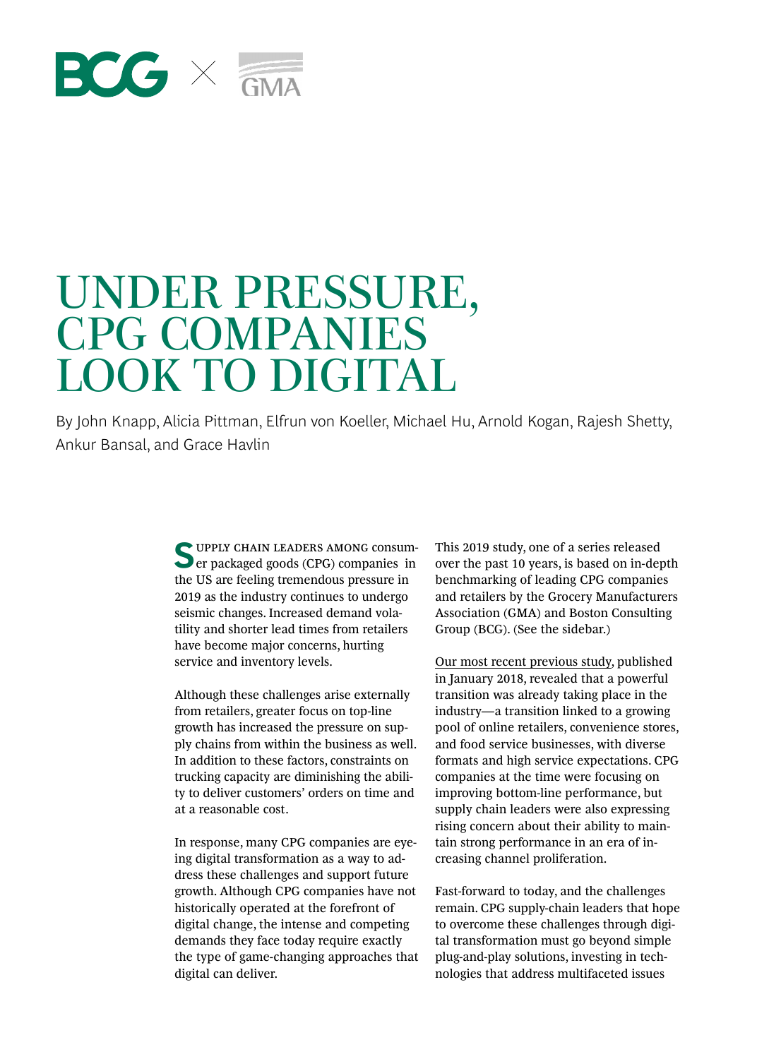# UNDER PRESSURE, CPG COMPANIES LOOK TO DIGITAL

By John Knapp, Alicia Pittman, Elfrun von Koeller, Michael Hu, Arnold Kogan, Rajesh Shetty, Ankur Bansal, and Grace Havlin

Supply chain leaders among consumer packaged goods (CPG) companies in the US are feeling tremendous pressure in 2019 as the industry continues to undergo seismic changes. Increased demand volatility and shorter lead times from retailers have become major concerns, hurting service and inventory levels.

Although these challenges arise externally from retailers, greater focus on top-line growth has increased the pressure on supply chains from within the business as well. In addition to these factors, constraints on trucking capacity are diminishing the ability to deliver customers' orders on time and at a reasonable cost.

In response, many CPG companies are eyeing digital transformation as a way to address these challenges and support future growth. Although CPG companies have not historically operated at the forefront of digital change, the intense and competing demands they face today require exactly the type of game-changing approaches that digital can deliver.

This 2019 study, one of a series released over the past 10 years, is based on in-depth benchmarking of leading CPG companies and retailers by the Grocery Manufacturers Association (GMA) and Boston Consulting Group (BCG). (See the sidebar.)

Our most recent previous study, published in January 2018, revealed that a powerful transition was already taking place in the industry—a transition linked to a growing pool of online retailers, convenience stores, and food service businesses, with diverse formats and high service expectations. CPG companies at the time were focusing on improving bottom-line performance, but supply chain leaders were also expressing rising concern about their ability to maintain strong performance in an era of increasing channel proliferation.

Fast-forward to today, and the challenges remain. CPG supply-chain leaders that hope to overcome these challenges through digital transformation must go beyond simple plug-and-play solutions, investing in technologies that address multifaceted issues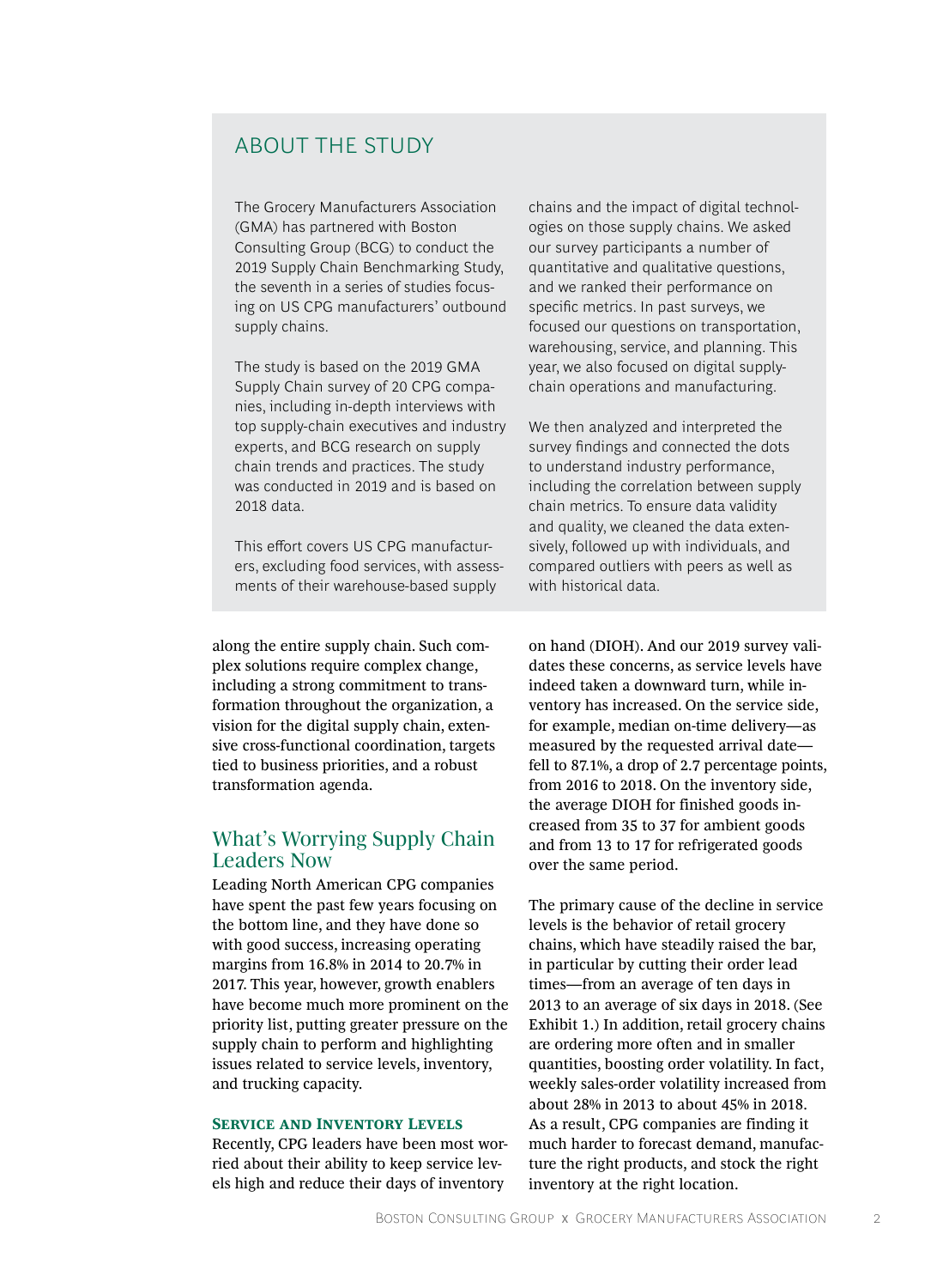## ABOUT THE STUDY

The Grocery Manufacturers Association (GMA) has partnered with Boston Consulting Group (BCG) to conduct the 2019 Supply Chain Benchmarking Study, the seventh in a series of studies focusing on US CPG manufacturers' outbound supply chains.

The study is based on the 2019 GMA Supply Chain survey of 20 CPG companies, including in-depth interviews with top supply-chain executives and industry experts, and BCG research on supply chain trends and practices. The study was conducted in 2019 and is based on 2018 data.

This effort covers US CPG manufacturers, excluding food services, with assessments of their warehouse-based supply chains and the impact of digital technologies on those supply chains. We asked our survey participants a number of quantitative and qualitative questions, and we ranked their performance on specific metrics. In past surveys, we focused our questions on transportation, warehousing, service, and planning. This year, we also focused on digital supply-chain operations and manufacturing.

We then analyzed and interpreted the survey findings and connected the dots to understand industry performance, including the correlation between supply chain metrics. To ensure data validity and quality, we cleaned the data extensively, followed up with individuals, and compared outliers with peers as well as with historical data.

along the entire supply chain. Such complex solutions require complex change, including a strong commitment to transformation throughout the organization, a vision for the digital supply chain, extensive cross-functional coordination, targets tied to business priorities, and a robust transformation agenda.

## What's Worrying Supply Chain Leaders Now

Leading North American CPG companies have spent the past few years focusing on the bottom line, and they have done so with good success, increasing operating margins from 16.8% in 2014 to 20.7% in 2017. This year, however, growth enablers have become much more prominent on the priority list, putting greater pressure on the supply chain to perform and highlighting issues related to service levels, inventory, and trucking capacity.

### Service and Inventory Levels

Recently, CPG leaders have been most worried about their ability to keep service levels high and reduce their days of inventory on hand (DIOH). And our 2019 survey validates these concerns, as service levels have indeed taken a downward turn, while inventory has increased. On the service side, for example, median on-time delivery—as measured by the requested arrival date—fell to 87.1%, a drop of 2.7 percentage points, from 2016 to 2018. On the inventory side, the average DIOH for finished goods increased from 35 to 37 for ambient goods and from 13 to 17 for refrigerated goods over the same period.

The primary cause of the decline in service levels is the behavior of retail grocery chains, which have steadily raised the bar, in particular by cutting their order lead times—from an average of ten days in 2013 to an average of six days in 2018. (See Exhibit 1.) In addition, retail grocery chains are ordering more often and in smaller quantities, boosting order volatility. In fact, weekly sales-order volatility increased from about 28% in 2013 to about 45% in 2018. As a result, CPG companies are finding it much harder to forecast demand, manufacture the right products, and stock the right inventory at the right location.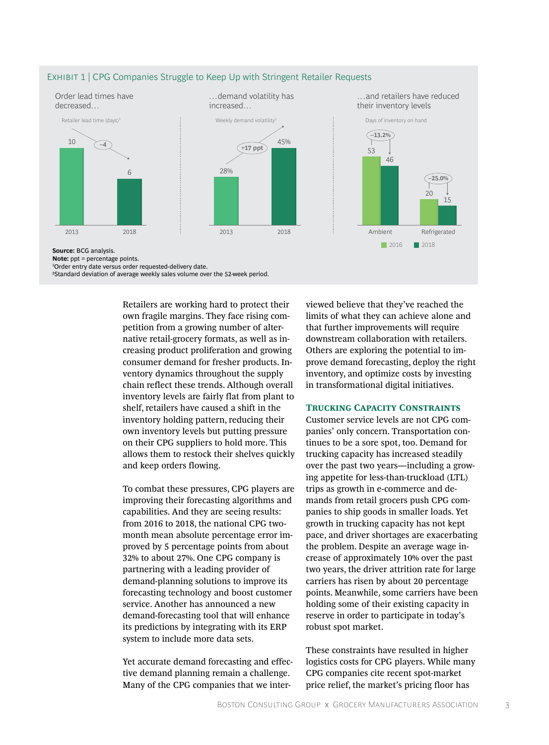## EXHIBIT 1 | CPG Companies Struggle to Keep Up with Stringent Retailer Requests

**Order lead times have decreased…**

Retailer lead time (days)[1]

| | 2013 | 2018 | Change |
|---|---|---|---|
| Retailer lead time (days) | 10 | 6 | –4 |

**…demand volatility has increased…**

Weekly demand volatility[2]

| | 2013 | 2018 | Change |
|---|---|---|---|
| Weekly demand volatility | 28% | 45% | +17 ppt |

**…and retailers have reduced their inventory levels**

Days of inventory on hand

| | 2016 | 2018 | Change |
|---|---|---|---|
| Ambient | 53 | 46 | –13.2% |
| Refrigerated | 20 | 15 | –25.0% |

**Source:** BCG analysis.
**Note:** ppt = percentage points.
[1]Order entry date versus order requested-delivery date.
[2]Standard deviation of average weekly sales volume over the 52-week period.

Retailers are working hard to protect their own fragile margins. They face rising competition from a growing number of alternative retail-grocery formats, as well as increasing product proliferation and growing consumer demand for fresher products. Inventory dynamics throughout the supply chain reflect these trends. Although overall inventory levels are fairly flat from plant to shelf, retailers have caused a shift in the inventory holding pattern, reducing their own inventory levels but putting pressure on their CPG suppliers to hold more. This allows them to restock their shelves quickly and keep orders flowing.

To combat these pressures, CPG players are improving their forecasting algorithms and capabilities. And they are seeing results: from 2016 to 2018, the national CPG two-month mean absolute percentage error improved by 5 percentage points from about 32% to about 27%. One CPG company is partnering with a leading provider of demand-planning solutions to improve its forecasting technology and boost customer service. Another has announced a new demand-forecasting tool that will enhance its predictions by integrating with its ERP system to include more data sets.

Yet accurate demand forecasting and effective demand planning remain a challenge. Many of the CPG companies that we interviewed believe that they've reached the limits of what they can achieve alone and that further improvements will require downstream collaboration with retailers. Others are exploring the potential to improve demand forecasting, deploy the right inventory, and optimize costs by investing in transformational digital initiatives.

### Trucking Capacity Constraints

Customer service levels are not CPG companies' only concern. Transportation continues to be a sore spot, too. Demand for trucking capacity has increased steadily over the past two years—including a growing appetite for less-than-truckload (LTL) trips as growth in e-commerce and demands from retail grocers push CPG companies to ship goods in smaller loads. Yet growth in trucking capacity has not kept pace, and driver shortages are exacerbating the problem. Despite an average wage increase of approximately 10% over the past two years, the driver attrition rate for large carriers has risen by about 20 percentage points. Meanwhile, some carriers have been holding some of their existing capacity in reserve in order to participate in today's robust spot market.

These constraints have resulted in higher logistics costs for CPG players. While many CPG companies cite recent spot-market price relief, the market's pricing floor has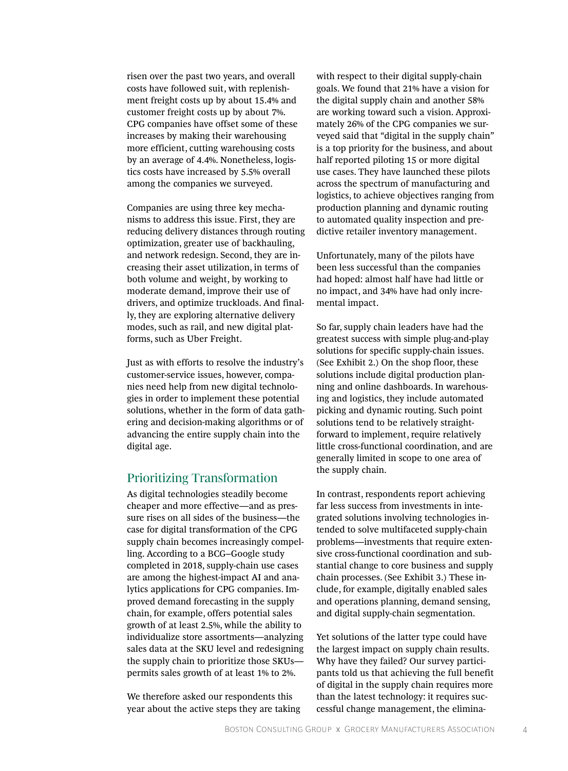risen over the past two years, and overall costs have followed suit, with replenishment freight costs up by about 15.4% and customer freight costs up by about 7%. CPG companies have offset some of these increases by making their warehousing more efficient, cutting warehousing costs by an average of 4.4%. Nonetheless, logistics costs have increased by 5.5% overall among the companies we surveyed.

Companies are using three key mechanisms to address this issue. First, they are reducing delivery distances through routing optimization, greater use of backhauling, and network redesign. Second, they are increasing their asset utilization, in terms of both volume and weight, by working to moderate demand, improve their use of drivers, and optimize truckloads. And finally, they are exploring alternative delivery modes, such as rail, and new digital platforms, such as Uber Freight.

Just as with efforts to resolve the industry's customer-service issues, however, companies need help from new digital technologies in order to implement these potential solutions, whether in the form of data gathering and decision-making algorithms or of advancing the entire supply chain into the digital age.

## Prioritizing Transformation

As digital technologies steadily become cheaper and more effective—and as pressure rises on all sides of the business—the case for digital transformation of the CPG supply chain becomes increasingly compelling. According to a BCG–Google study completed in 2018, supply-chain use cases are among the highest-impact AI and analytics applications for CPG companies. Improved demand forecasting in the supply chain, for example, offers potential sales growth of at least 2.5%, while the ability to individualize store assortments—analyzing sales data at the SKU level and redesigning the supply chain to prioritize those SKUs—permits sales growth of at least 1% to 2%.

We therefore asked our respondents this year about the active steps they are taking with respect to their digital supply-chain goals. We found that 21% have a vision for the digital supply chain and another 58% are working toward such a vision. Approximately 26% of the CPG companies we surveyed said that "digital in the supply chain" is a top priority for the business, and about half reported piloting 15 or more digital use cases. They have launched these pilots across the spectrum of manufacturing and logistics, to achieve objectives ranging from production planning and dynamic routing to automated quality inspection and predictive retailer inventory management.

Unfortunately, many of the pilots have been less successful than the companies had hoped: almost half have had little or no impact, and 34% have had only incremental impact.

So far, supply chain leaders have had the greatest success with simple plug-and-play solutions for specific supply-chain issues. (See Exhibit 2.) On the shop floor, these solutions include digital production planning and online dashboards. In warehousing and logistics, they include automated picking and dynamic routing. Such point solutions tend to be relatively straightforward to implement, require relatively little cross-functional coordination, and are generally limited in scope to one area of the supply chain.

In contrast, respondents report achieving far less success from investments in integrated solutions involving technologies intended to solve multifaceted supply-chain problems—investments that require extensive cross-functional coordination and substantial change to core business and supply chain processes. (See Exhibit 3.) These include, for example, digitally enabled sales and operations planning, demand sensing, and digital supply-chain segmentation.

Yet solutions of the latter type could have the largest impact on supply chain results. Why have they failed? Our survey participants told us that achieving the full benefit of digital in the supply chain requires more than the latest technology: it requires successful change management, the elimina-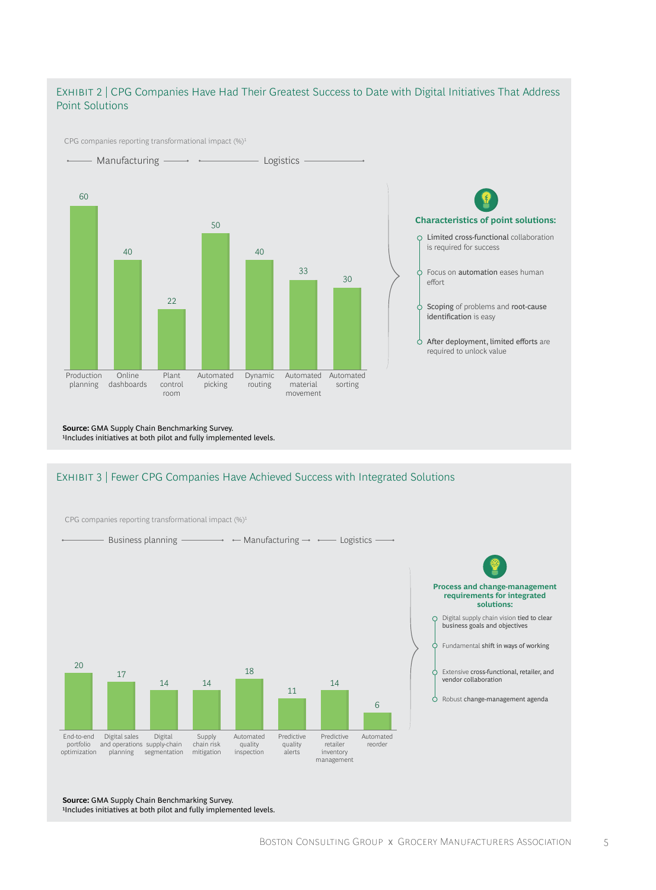## EXHIBIT 2 | CPG Companies Have Had Their Greatest Success to Date with Digital Initiatives That Address Point Solutions

CPG companies reporting transformational impact (%)[1]

| Category | Initiative | % |
|---|---|---|
| Manufacturing | Production planning | 60 |
| Manufacturing | Online dashboards | 40 |
| Manufacturing | Plant control room | 22 |
| Logistics | Automated picking | 50 |
| Logistics | Dynamic routing | 40 |
| Logistics | Automated material movement | 33 |
| Logistics | Automated sorting | 30 |

**Characteristics of point solutions:**

- Limited cross-functional collaboration is required for success
- Focus on automation eases human effort
- Scoping of problems and root-cause identification is easy
- After deployment, limited efforts are required to unlock value

**Source:** GMA Supply Chain Benchmarking Survey.
[1]Includes initiatives at both pilot and fully implemented levels.

## EXHIBIT 3 | Fewer CPG Companies Have Achieved Success with Integrated Solutions

CPG companies reporting transformational impact (%)[1]

| Category | Initiative | % |
|---|---|---|
| Business planning | End-to-end portfolio optimization | 20 |
| Business planning | Digital sales and operations planning | 17 |
| Business planning | Digital supply-chain segmentation | 14 |
| Business planning | Supply chain risk mitigation | 14 |
| Manufacturing | Automated quality inspection | 18 |
| Manufacturing | Predictive quality alerts | 11 |
| Logistics | Predictive retailer inventory management | 14 |
| Logistics | Automated reorder | 6 |

**Process and change-management requirements for integrated solutions:**

- Digital supply chain vision tied to clear business goals and objectives
- Fundamental shift in ways of working
- Extensive cross-functional, retailer, and vendor collaboration
- Robust change-management agenda

**Source:** GMA Supply Chain Benchmarking Survey.
[1]Includes initiatives at both pilot and fully implemented levels.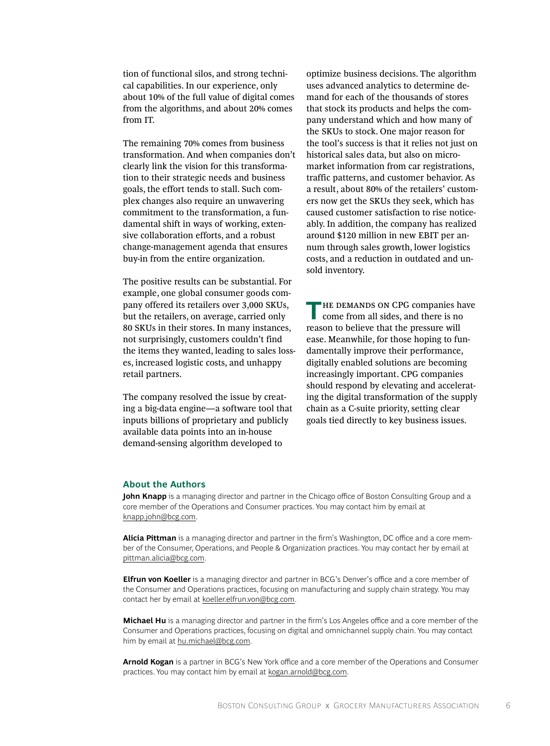tion of functional silos, and strong technical capabilities. In our experience, only about 10% of the full value of digital comes from the algorithms, and about 20% comes from IT.

The remaining 70% comes from business transformation. And when companies don't clearly link the vision for this transformation to their strategic needs and business goals, the effort tends to stall. Such complex changes also require an unwavering commitment to the transformation, a fundamental shift in ways of working, extensive collaboration efforts, and a robust change-management agenda that ensures buy-in from the entire organization.

The positive results can be substantial. For example, one global consumer goods company offered its retailers over 3,000 SKUs, but the retailers, on average, carried only 80 SKUs in their stores. In many instances, not surprisingly, customers couldn't find the items they wanted, leading to sales losses, increased logistic costs, and unhappy retail partners.

The company resolved the issue by creating a big-data engine—a software tool that inputs billions of proprietary and publicly available data points into an in-house demand-sensing algorithm developed to optimize business decisions. The algorithm uses advanced analytics to determine demand for each of the thousands of stores that stock its products and helps the company understand which and how many of the SKUs to stock. One major reason for the tool's success is that it relies not just on historical sales data, but also on micromarket information from car registrations, traffic patterns, and customer behavior. As a result, about 80% of the retailers' customers now get the SKUs they seek, which has caused customer satisfaction to rise noticeably. In addition, the company has realized around $120 million in new EBIT per annum through sales growth, lower logistics costs, and a reduction in outdated and unsold inventory.

The demands on CPG companies have come from all sides, and there is no reason to believe that the pressure will ease. Meanwhile, for those hoping to fundamentally improve their performance, digitally enabled solutions are becoming increasingly important. CPG companies should respond by elevating and accelerating the digital transformation of the supply chain as a C-suite priority, setting clear goals tied directly to key business issues.

## About the Authors

**John Knapp** is a managing director and partner in the Chicago office of Boston Consulting Group and a core member of the Operations and Consumer practices. You may contact him by email at knapp.john@bcg.com.

**Alicia Pittman** is a managing director and partner in the firm's Washington, DC office and a core member of the Consumer, Operations, and People & Organization practices. You may contact her by email at pittman.alicia@bcg.com.

**Elfrun von Koeller** is a managing director and partner in BCG's Denver's office and a core member of the Consumer and Operations practices, focusing on manufacturing and supply chain strategy. You may contact her by email at koeller.elfrun.von@bcg.com.

**Michael Hu** is a managing director and partner in the firm's Los Angeles office and a core member of the Consumer and Operations practices, focusing on digital and omnichannel supply chain. You may contact him by email at hu.michael@bcg.com.

**Arnold Kogan** is a partner in BCG's New York office and a core member of the Operations and Consumer practices. You may contact him by email at kogan.arnold@bcg.com.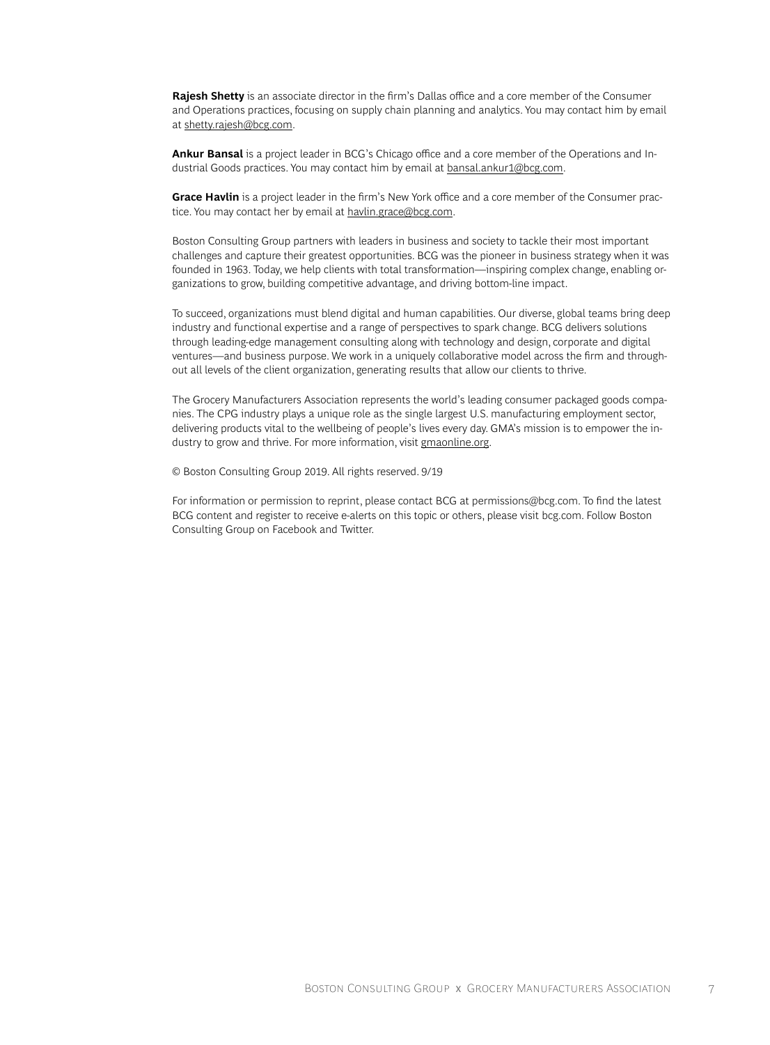**Rajesh Shetty** is an associate director in the firm's Dallas office and a core member of the Consumer and Operations practices, focusing on supply chain planning and analytics. You may contact him by email at shetty.rajesh@bcg.com.

**Ankur Bansal** is a project leader in BCG's Chicago office and a core member of the Operations and Industrial Goods practices. You may contact him by email at bansal.ankur1@bcg.com.

**Grace Havlin** is a project leader in the firm's New York office and a core member of the Consumer practice. You may contact her by email at havlin.grace@bcg.com.

Boston Consulting Group partners with leaders in business and society to tackle their most important challenges and capture their greatest opportunities. BCG was the pioneer in business strategy when it was founded in 1963. Today, we help clients with total transformation—inspiring complex change, enabling organizations to grow, building competitive advantage, and driving bottom-line impact.

To succeed, organizations must blend digital and human capabilities. Our diverse, global teams bring deep industry and functional expertise and a range of perspectives to spark change. BCG delivers solutions through leading-edge management consulting along with technology and design, corporate and digital ventures—and business purpose. We work in a uniquely collaborative model across the firm and throughout all levels of the client organization, generating results that allow our clients to thrive.

The Grocery Manufacturers Association represents the world's leading consumer packaged goods companies. The CPG industry plays a unique role as the single largest U.S. manufacturing employment sector, delivering products vital to the wellbeing of people's lives every day. GMA's mission is to empower the industry to grow and thrive. For more information, visit gmaonline.org.

© Boston Consulting Group 2019. All rights reserved. 9/19

For information or permission to reprint, please contact BCG at permissions@bcg.com. To find the latest BCG content and register to receive e-alerts on this topic or others, please visit bcg.com. Follow Boston Consulting Group on Facebook and Twitter.